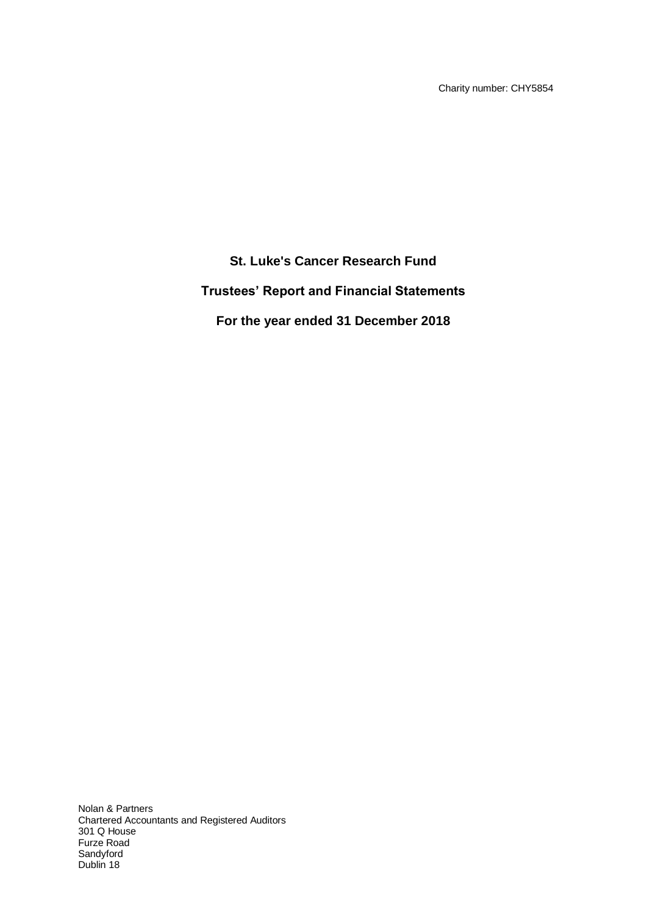Charity number: CHY5854

# St. Luke's Cancer Research Fund

## Trustees' Report and Financial Statements

## For the year ended 31 December 2018

Nolan & Partners
Chartered Accountants and Registered Auditors
301 Q House
Furze Road
Sandyford
Dublin 18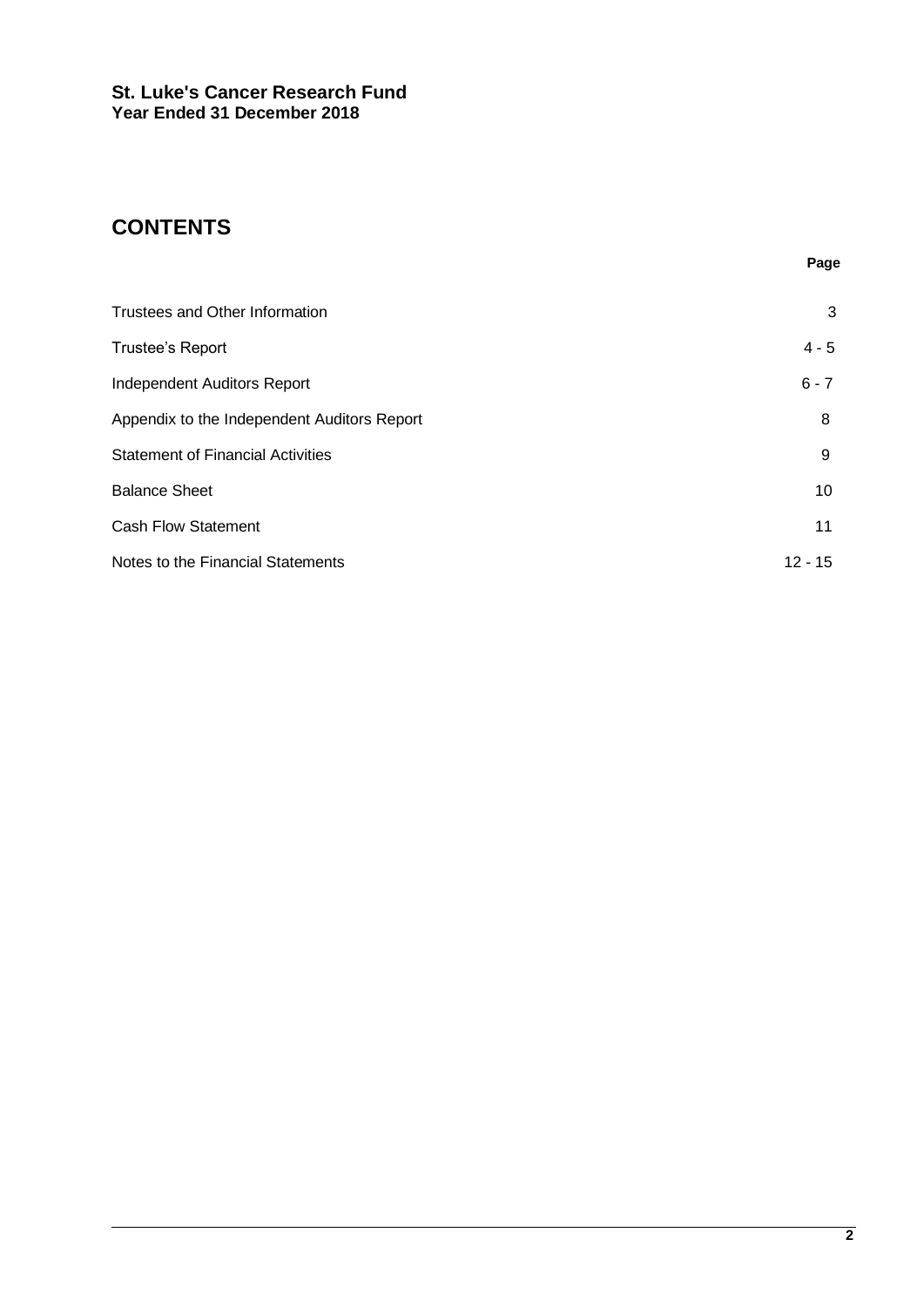**St. Luke's Cancer Research Fund**
**Year Ended 31 December 2018**

# CONTENTS

| | Page |
|---|---|
| Trustees and Other Information | 3 |
| Trustee's Report | 4 - 5 |
| Independent Auditors Report | 6 - 7 |
| Appendix to the Independent Auditors Report | 8 |
| Statement of Financial Activities | 9 |
| Balance Sheet | 10 |
| Cash Flow Statement | 11 |
| Notes to the Financial Statements | 12 - 15 |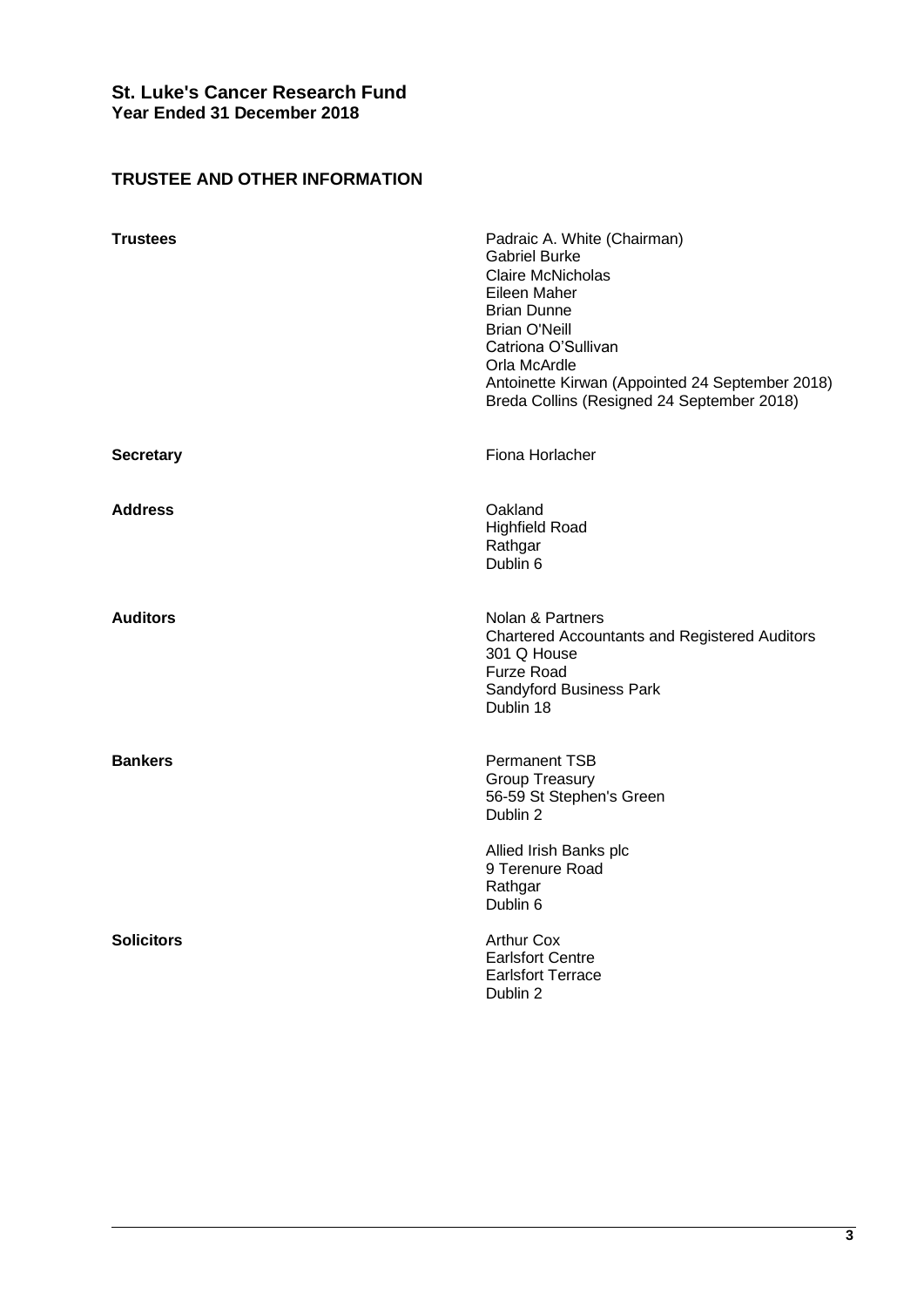**St. Luke's Cancer Research Fund**
**Year Ended 31 December 2018**

## TRUSTEE AND OTHER INFORMATION

| | |
|---|---|
| **Trustees** | Padraic A. White (Chairman)<br>Gabriel Burke<br>Claire McNicholas<br>Eileen Maher<br>Brian Dunne<br>Brian O'Neill<br>Catriona O'Sullivan<br>Orla McArdle<br>Antoinette Kirwan (Appointed 24 September 2018)<br>Breda Collins (Resigned 24 September 2018) |
| **Secretary** | Fiona Horlacher |
| **Address** | Oakland<br>Highfield Road<br>Rathgar<br>Dublin 6 |
| **Auditors** | Nolan & Partners<br>Chartered Accountants and Registered Auditors<br>301 Q House<br>Furze Road<br>Sandyford Business Park<br>Dublin 18 |
| **Bankers** | Permanent TSB<br>Group Treasury<br>56-59 St Stephen's Green<br>Dublin 2<br><br>Allied Irish Banks plc<br>9 Terenure Road<br>Rathgar<br>Dublin 6 |
| **Solicitors** | Arthur Cox<br>Earlsfort Centre<br>Earlsfort Terrace<br>Dublin 2 |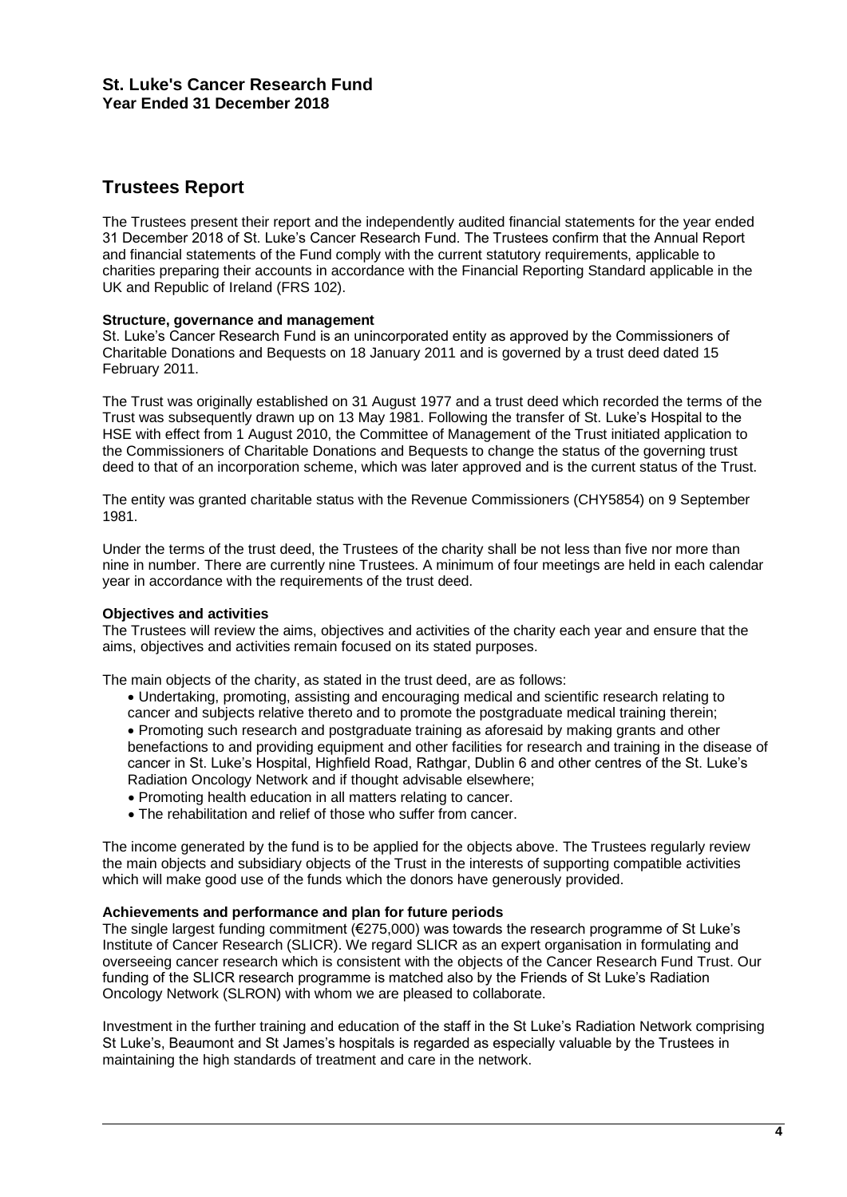**St. Luke's Cancer Research Fund**
**Year Ended 31 December 2018**

# Trustees Report

The Trustees present their report and the independently audited financial statements for the year ended 31 December 2018 of St. Luke's Cancer Research Fund. The Trustees confirm that the Annual Report and financial statements of the Fund comply with the current statutory requirements, applicable to charities preparing their accounts in accordance with the Financial Reporting Standard applicable in the UK and Republic of Ireland (FRS 102).

**Structure, governance and management**

St. Luke's Cancer Research Fund is an unincorporated entity as approved by the Commissioners of Charitable Donations and Bequests on 18 January 2011 and is governed by a trust deed dated 15 February 2011.

The Trust was originally established on 31 August 1977 and a trust deed which recorded the terms of the Trust was subsequently drawn up on 13 May 1981. Following the transfer of St. Luke's Hospital to the HSE with effect from 1 August 2010, the Committee of Management of the Trust initiated application to the Commissioners of Charitable Donations and Bequests to change the status of the governing trust deed to that of an incorporation scheme, which was later approved and is the current status of the Trust.

The entity was granted charitable status with the Revenue Commissioners (CHY5854) on 9 September 1981.

Under the terms of the trust deed, the Trustees of the charity shall be not less than five nor more than nine in number. There are currently nine Trustees. A minimum of four meetings are held in each calendar year in accordance with the requirements of the trust deed.

**Objectives and activities**

The Trustees will review the aims, objectives and activities of the charity each year and ensure that the aims, objectives and activities remain focused on its stated purposes.

The main objects of the charity, as stated in the trust deed, are as follows:

- Undertaking, promoting, assisting and encouraging medical and scientific research relating to cancer and subjects relative thereto and to promote the postgraduate medical training therein;
- Promoting such research and postgraduate training as aforesaid by making grants and other benefactions to and providing equipment and other facilities for research and training in the disease of cancer in St. Luke's Hospital, Highfield Road, Rathgar, Dublin 6 and other centres of the St. Luke's Radiation Oncology Network and if thought advisable elsewhere;
- Promoting health education in all matters relating to cancer.
- The rehabilitation and relief of those who suffer from cancer.

The income generated by the fund is to be applied for the objects above. The Trustees regularly review the main objects and subsidiary objects of the Trust in the interests of supporting compatible activities which will make good use of the funds which the donors have generously provided.

**Achievements and performance and plan for future periods**

The single largest funding commitment (€275,000) was towards the research programme of St Luke's Institute of Cancer Research (SLICR). We regard SLICR as an expert organisation in formulating and overseeing cancer research which is consistent with the objects of the Cancer Research Fund Trust. Our funding of the SLICR research programme is matched also by the Friends of St Luke's Radiation Oncology Network (SLRON) with whom we are pleased to collaborate.

Investment in the further training and education of the staff in the St Luke's Radiation Network comprising St Luke's, Beaumont and St James's hospitals is regarded as especially valuable by the Trustees in maintaining the high standards of treatment and care in the network.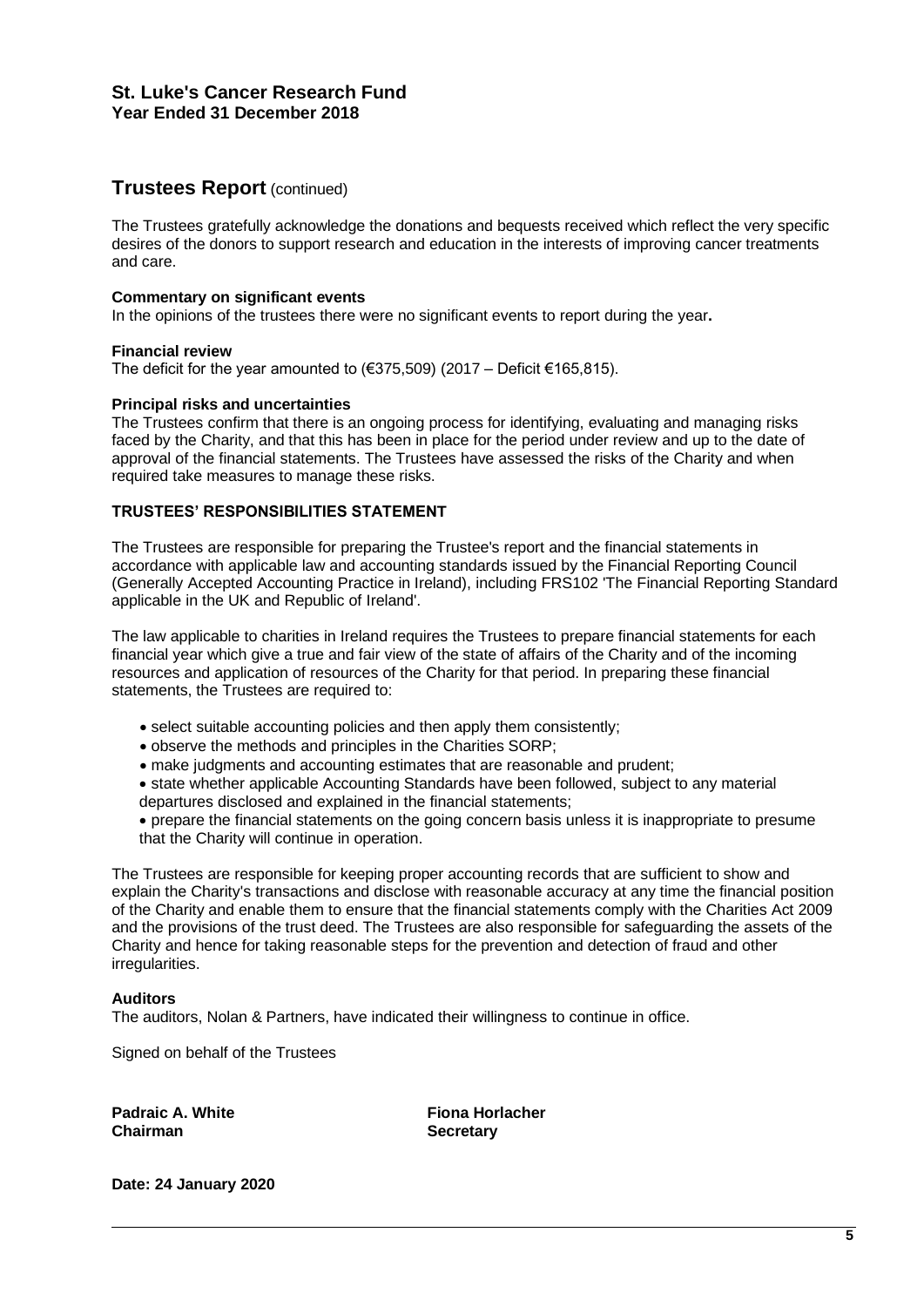# Trustees Report (continued)

The Trustees gratefully acknowledge the donations and bequests received which reflect the very specific desires of the donors to support research and education in the interests of improving cancer treatments and care.

**Commentary on significant events**
In the opinions of the trustees there were no significant events to report during the year**.**

**Financial review**
The deficit for the year amounted to (€375,509) (2017 – Deficit €165,815).

**Principal risks and uncertainties**
The Trustees confirm that there is an ongoing process for identifying, evaluating and managing risks faced by the Charity, and that this has been in place for the period under review and up to the date of approval of the financial statements. The Trustees have assessed the risks of the Charity and when required take measures to manage these risks.

**TRUSTEES' RESPONSIBILITIES STATEMENT**

The Trustees are responsible for preparing the Trustee's report and the financial statements in accordance with applicable law and accounting standards issued by the Financial Reporting Council (Generally Accepted Accounting Practice in Ireland), including FRS102 'The Financial Reporting Standard applicable in the UK and Republic of Ireland'.

The law applicable to charities in Ireland requires the Trustees to prepare financial statements for each financial year which give a true and fair view of the state of affairs of the Charity and of the incoming resources and application of resources of the Charity for that period. In preparing these financial statements, the Trustees are required to:

- select suitable accounting policies and then apply them consistently;
- observe the methods and principles in the Charities SORP;
- make judgments and accounting estimates that are reasonable and prudent;
- state whether applicable Accounting Standards have been followed, subject to any material departures disclosed and explained in the financial statements;
- prepare the financial statements on the going concern basis unless it is inappropriate to presume that the Charity will continue in operation.

The Trustees are responsible for keeping proper accounting records that are sufficient to show and explain the Charity's transactions and disclose with reasonable accuracy at any time the financial position of the Charity and enable them to ensure that the financial statements comply with the Charities Act 2009 and the provisions of the trust deed. The Trustees are also responsible for safeguarding the assets of the Charity and hence for taking reasonable steps for the prevention and detection of fraud and other irregularities.

**Auditors**
The auditors, Nolan & Partners, have indicated their willingness to continue in office.

Signed on behalf of the Trustees

**Padraic A. White**
**Chairman**

**Fiona Horlacher**
**Secretary**

**Date: 24 January 2020**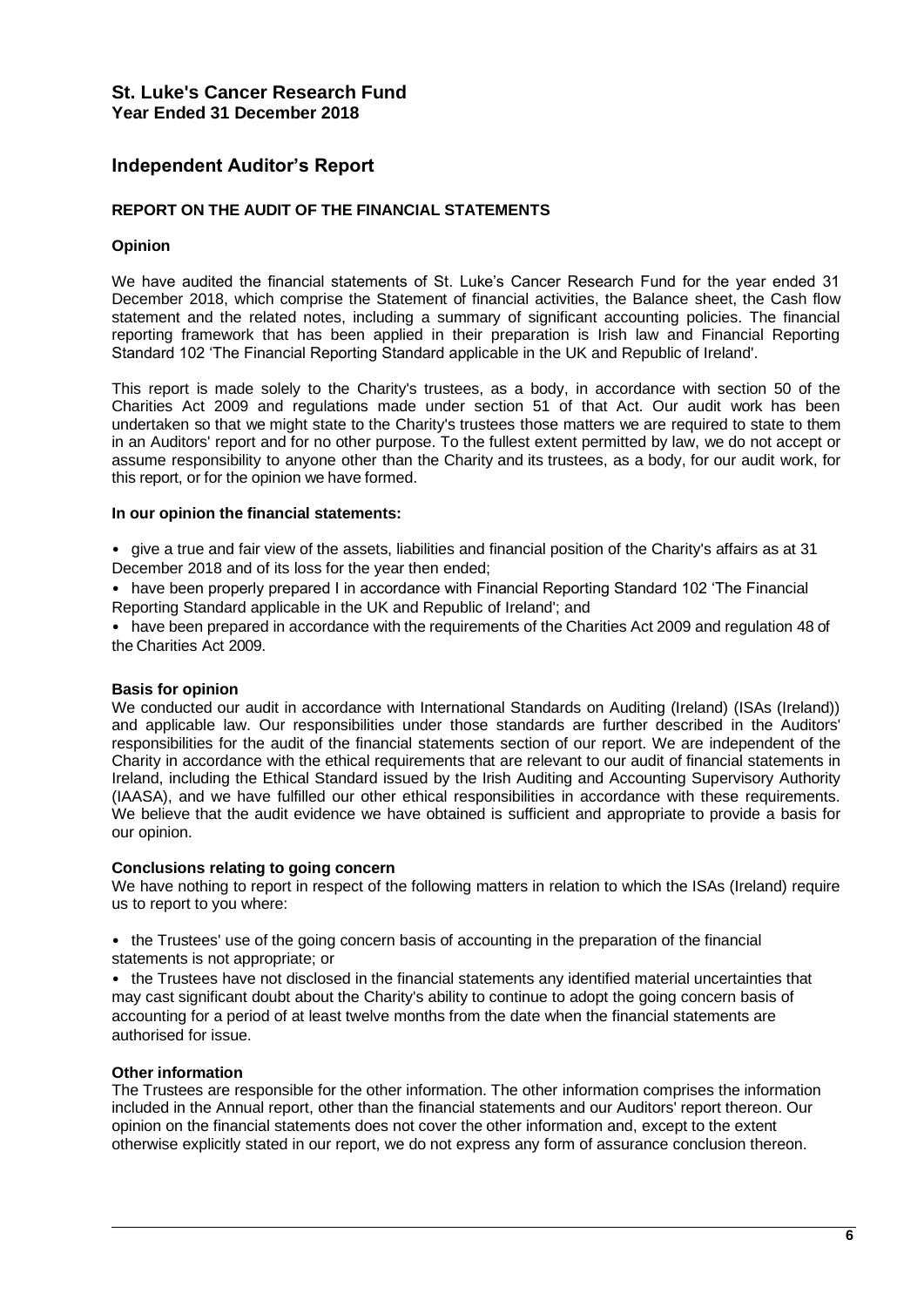**St. Luke's Cancer Research Fund**
**Year Ended 31 December 2018**

## Independent Auditor’s Report

### REPORT ON THE AUDIT OF THE FINANCIAL STATEMENTS

#### Opinion

We have audited the financial statements of St. Luke’s Cancer Research Fund for the year ended 31 December 2018, which comprise the Statement of financial activities, the Balance sheet, the Cash flow statement and the related notes, including a summary of significant accounting policies. The financial reporting framework that has been applied in their preparation is Irish law and Financial Reporting Standard 102 ‘The Financial Reporting Standard applicable in the UK and Republic of Ireland'.

This report is made solely to the Charity's trustees, as a body, in accordance with section 50 of the Charities Act 2009 and regulations made under section 51 of that Act. Our audit work has been undertaken so that we might state to the Charity's trustees those matters we are required to state to them in an Auditors' report and for no other purpose. To the fullest extent permitted by law, we do not accept or assume responsibility to anyone other than the Charity and its trustees, as a body, for our audit work, for this report, or for the opinion we have formed.

**In our opinion the financial statements:**

- give a true and fair view of the assets, liabilities and financial position of the Charity's affairs as at 31 December 2018 and of its loss for the year then ended;
- have been properly prepared I in accordance with Financial Reporting Standard 102 ‘The Financial Reporting Standard applicable in the UK and Republic of Ireland'; and
- have been prepared in accordance with the requirements of the Charities Act 2009 and regulation 48 of the Charities Act 2009.

#### Basis for opinion

We conducted our audit in accordance with International Standards on Auditing (Ireland) (ISAs (Ireland)) and applicable law. Our responsibilities under those standards are further described in the Auditors' responsibilities for the audit of the financial statements section of our report. We are independent of the Charity in accordance with the ethical requirements that are relevant to our audit of financial statements in Ireland, including the Ethical Standard issued by the Irish Auditing and Accounting Supervisory Authority (IAASA), and we have fulfilled our other ethical responsibilities in accordance with these requirements. We believe that the audit evidence we have obtained is sufficient and appropriate to provide a basis for our opinion.

#### Conclusions relating to going concern

We have nothing to report in respect of the following matters in relation to which the ISAs (Ireland) require us to report to you where:

- the Trustees' use of the going concern basis of accounting in the preparation of the financial statements is not appropriate; or
- the Trustees have not disclosed in the financial statements any identified material uncertainties that may cast significant doubt about the Charity's ability to continue to adopt the going concern basis of accounting for a period of at least twelve months from the date when the financial statements are authorised for issue.

#### Other information

The Trustees are responsible for the other information. The other information comprises the information included in the Annual report, other than the financial statements and our Auditors' report thereon. Our opinion on the financial statements does not cover the other information and, except to the extent otherwise explicitly stated in our report, we do not express any form of assurance conclusion thereon.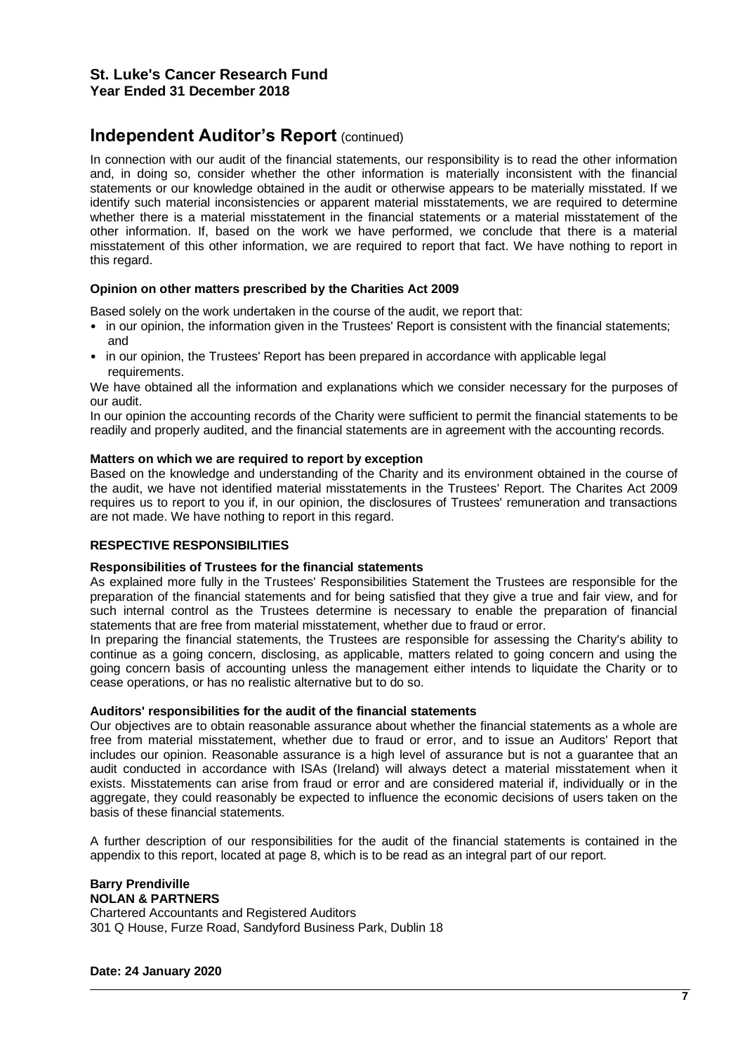# St. Luke's Cancer Research Fund
**Year Ended 31 December 2018**

## Independent Auditor's Report (continued)

In connection with our audit of the financial statements, our responsibility is to read the other information and, in doing so, consider whether the other information is materially inconsistent with the financial statements or our knowledge obtained in the audit or otherwise appears to be materially misstated. If we identify such material inconsistencies or apparent material misstatements, we are required to determine whether there is a material misstatement in the financial statements or a material misstatement of the other information. If, based on the work we have performed, we conclude that there is a material misstatement of this other information, we are required to report that fact. We have nothing to report in this regard.

**Opinion on other matters prescribed by the Charities Act 2009**

Based solely on the work undertaken in the course of the audit, we report that:

- in our opinion, the information given in the Trustees' Report is consistent with the financial statements; and
- in our opinion, the Trustees' Report has been prepared in accordance with applicable legal requirements.

We have obtained all the information and explanations which we consider necessary for the purposes of our audit.

In our opinion the accounting records of the Charity were sufficient to permit the financial statements to be readily and properly audited, and the financial statements are in agreement with the accounting records.

**Matters on which we are required to report by exception**

Based on the knowledge and understanding of the Charity and its environment obtained in the course of the audit, we have not identified material misstatements in the Trustees' Report. The Charites Act 2009 requires us to report to you if, in our opinion, the disclosures of Trustees' remuneration and transactions are not made. We have nothing to report in this regard.

**RESPECTIVE RESPONSIBILITIES**

**Responsibilities of Trustees for the financial statements**

As explained more fully in the Trustees' Responsibilities Statement the Trustees are responsible for the preparation of the financial statements and for being satisfied that they give a true and fair view, and for such internal control as the Trustees determine is necessary to enable the preparation of financial statements that are free from material misstatement, whether due to fraud or error.

In preparing the financial statements, the Trustees are responsible for assessing the Charity's ability to continue as a going concern, disclosing, as applicable, matters related to going concern and using the going concern basis of accounting unless the management either intends to liquidate the Charity or to cease operations, or has no realistic alternative but to do so.

**Auditors' responsibilities for the audit of the financial statements**

Our objectives are to obtain reasonable assurance about whether the financial statements as a whole are free from material misstatement, whether due to fraud or error, and to issue an Auditors' Report that includes our opinion. Reasonable assurance is a high level of assurance but is not a guarantee that an audit conducted in accordance with ISAs (Ireland) will always detect a material misstatement when it exists. Misstatements can arise from fraud or error and are considered material if, individually or in the aggregate, they could reasonably be expected to influence the economic decisions of users taken on the basis of these financial statements.

A further description of our responsibilities for the audit of the financial statements is contained in the appendix to this report, located at page 8, which is to be read as an integral part of our report.

**Barry Prendiville**
**NOLAN & PARTNERS**
Chartered Accountants and Registered Auditors
301 Q House, Furze Road, Sandyford Business Park, Dublin 18

**Date: 24 January 2020**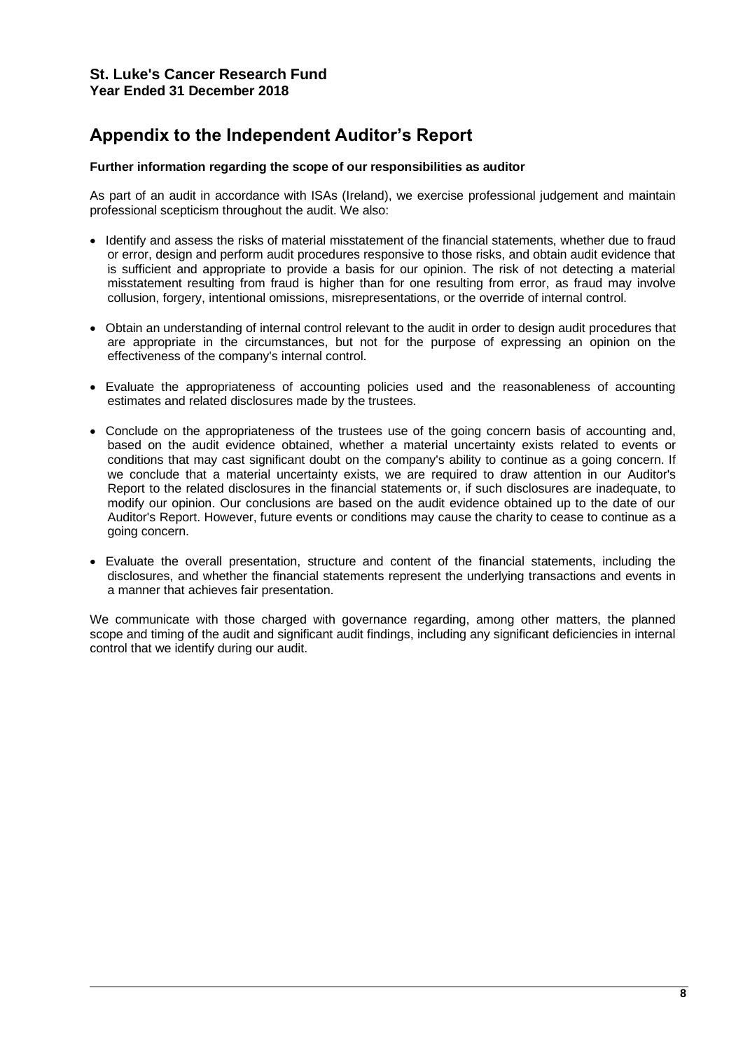# Appendix to the Independent Auditor's Report

**Further information regarding the scope of our responsibilities as auditor**

As part of an audit in accordance with ISAs (Ireland), we exercise professional judgement and maintain professional scepticism throughout the audit. We also:

- Identify and assess the risks of material misstatement of the financial statements, whether due to fraud or error, design and perform audit procedures responsive to those risks, and obtain audit evidence that is sufficient and appropriate to provide a basis for our opinion. The risk of not detecting a material misstatement resulting from fraud is higher than for one resulting from error, as fraud may involve collusion, forgery, intentional omissions, misrepresentations, or the override of internal control.

- Obtain an understanding of internal control relevant to the audit in order to design audit procedures that are appropriate in the circumstances, but not for the purpose of expressing an opinion on the effectiveness of the company's internal control.

- Evaluate the appropriateness of accounting policies used and the reasonableness of accounting estimates and related disclosures made by the trustees.

- Conclude on the appropriateness of the trustees use of the going concern basis of accounting and, based on the audit evidence obtained, whether a material uncertainty exists related to events or conditions that may cast significant doubt on the company's ability to continue as a going concern. If we conclude that a material uncertainty exists, we are required to draw attention in our Auditor's Report to the related disclosures in the financial statements or, if such disclosures are inadequate, to modify our opinion. Our conclusions are based on the audit evidence obtained up to the date of our Auditor's Report. However, future events or conditions may cause the charity to cease to continue as a going concern.

- Evaluate the overall presentation, structure and content of the financial statements, including the disclosures, and whether the financial statements represent the underlying transactions and events in a manner that achieves fair presentation.

We communicate with those charged with governance regarding, among other matters, the planned scope and timing of the audit and significant audit findings, including any significant deficiencies in internal control that we identify during our audit.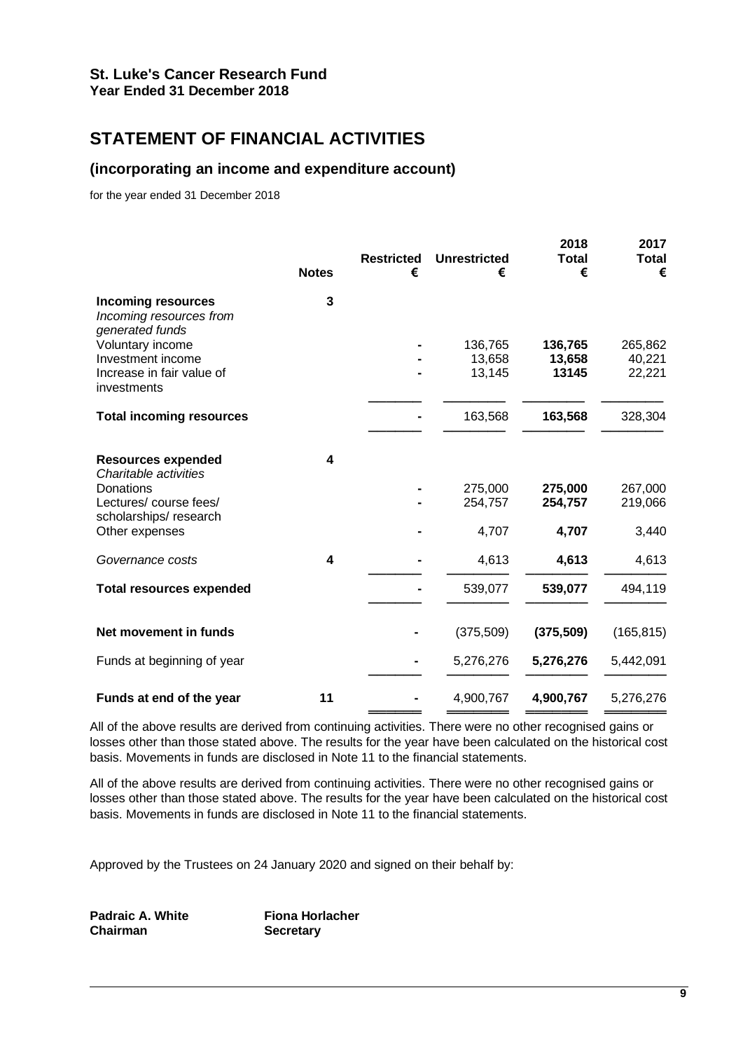**St. Luke's Cancer Research Fund**
**Year Ended 31 December 2018**

# STATEMENT OF FINANCIAL ACTIVITIES

## (incorporating an income and expenditure account)

for the year ended 31 December 2018

| | Notes | Restricted € | Unrestricted € | 2018 Total € | 2017 Total € |
|---|---|---|---|---|---|
| **Incoming resources** | 3 | | | | |
| *Incoming resources from generated funds* | | | | | |
| Voluntary income | | - | 136,765 | **136,765** | 265,862 |
| Investment income | | - | 13,658 | **13,658** | 40,221 |
| Increase in fair value of investments | | - | 13,145 | **13145** | 22,221 |
| **Total incoming resources** | | - | 163,568 | **163,568** | 328,304 |
| **Resources expended** | 4 | | | | |
| *Charitable activities* | | | | | |
| Donations | | - | 275,000 | **275,000** | 267,000 |
| Lectures/ course fees/ scholarships/ research | | - | 254,757 | **254,757** | 219,066 |
| Other expenses | | - | 4,707 | **4,707** | 3,440 |
| *Governance costs* | 4 | - | 4,613 | **4,613** | 4,613 |
| **Total resources expended** | | - | 539,077 | **539,077** | 494,119 |
| **Net movement in funds** | | - | (375,509) | **(375,509)** | (165,815) |
| Funds at beginning of year | | - | 5,276,276 | **5,276,276** | 5,442,091 |
| **Funds at end of the year** | 11 | - | 4,900,767 | **4,900,767** | 5,276,276 |

All of the above results are derived from continuing activities. There were no other recognised gains or losses other than those stated above. The results for the year have been calculated on the historical cost basis. Movements in funds are disclosed in Note 11 to the financial statements.

All of the above results are derived from continuing activities. There were no other recognised gains or losses other than those stated above. The results for the year have been calculated on the historical cost basis. Movements in funds are disclosed in Note 11 to the financial statements.

Approved by the Trustees on 24 January 2020 and signed on their behalf by:

**Padraic A. White**
**Chairman**

**Fiona Horlacher**
**Secretary**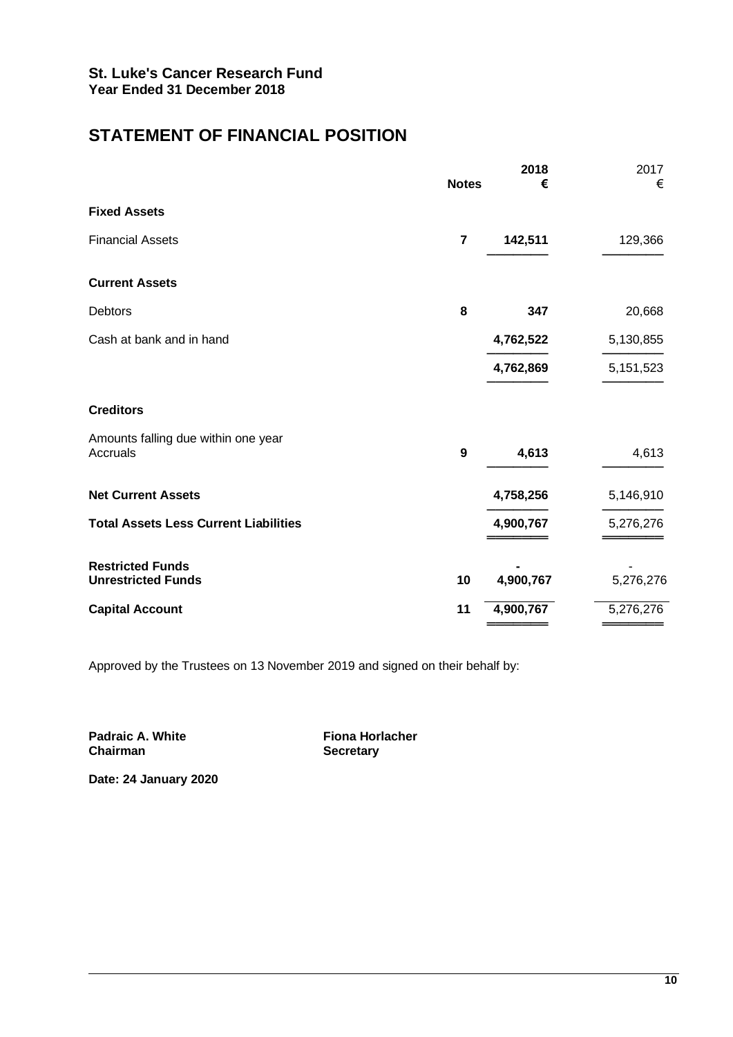**St. Luke's Cancer Research Fund**
**Year Ended 31 December 2018**

# STATEMENT OF FINANCIAL POSITION

| | Notes | 2018 € | 2017 € |
|---|---|---|---|
| **Fixed Assets** | | | |
| Financial Assets | 7 | 142,511 | 129,366 |
| **Current Assets** | | | |
| Debtors | 8 | 347 | 20,668 |
| Cash at bank and in hand | | 4,762,522 | 5,130,855 |
| | | 4,762,869 | 5,151,523 |
| **Creditors** | | | |
| Amounts falling due within one year Accruals | 9 | 4,613 | 4,613 |
| **Net Current Assets** | | 4,758,256 | 5,146,910 |
| **Total Assets Less Current Liabilities** | | 4,900,767 | 5,276,276 |
| **Restricted Funds** | | - | - |
| **Unrestricted Funds** | 10 | 4,900,767 | 5,276,276 |
| **Capital Account** | 11 | 4,900,767 | 5,276,276 |

Approved by the Trustees on 13 November 2019 and signed on their behalf by:

**Padraic A. White**
**Chairman**

**Fiona Horlacher**
**Secretary**

**Date: 24 January 2020**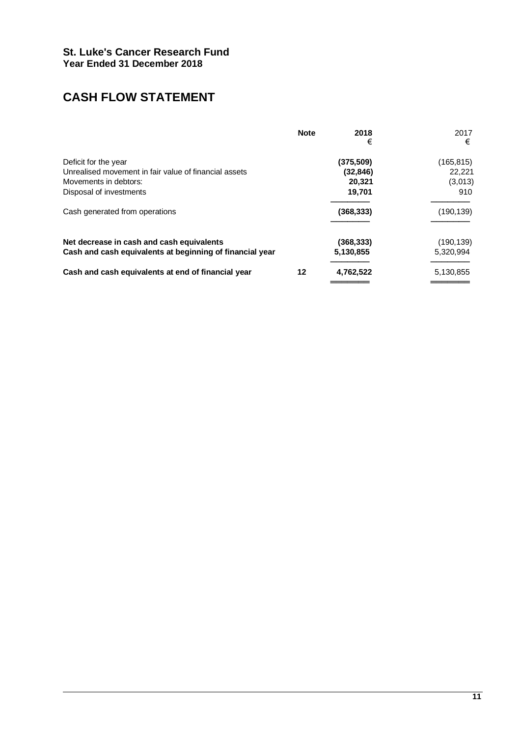**St. Luke's Cancer Research Fund**
**Year Ended 31 December 2018**

# CASH FLOW STATEMENT

| | Note | 2018<br>€ | 2017<br>€ |
|---|---|---|---|
| Deficit for the year | | **(375,509)** | (165,815) |
| Unrealised movement in fair value of financial assets | | **(32,846)** | 22,221 |
| Movements in debtors: | | **20,321** | (3,013) |
| Disposal of investments | | **19,701** | 910 |
| Cash generated from operations | | **(368,333)** | (190,139) |
| **Net decrease in cash and cash equivalents** | | **(368,333)** | (190,139) |
| **Cash and cash equivalents at beginning of financial year** | | **5,130,855** | 5,320,994 |
| **Cash and cash equivalents at end of financial year** | **12** | **4,762,522** | 5,130,855 |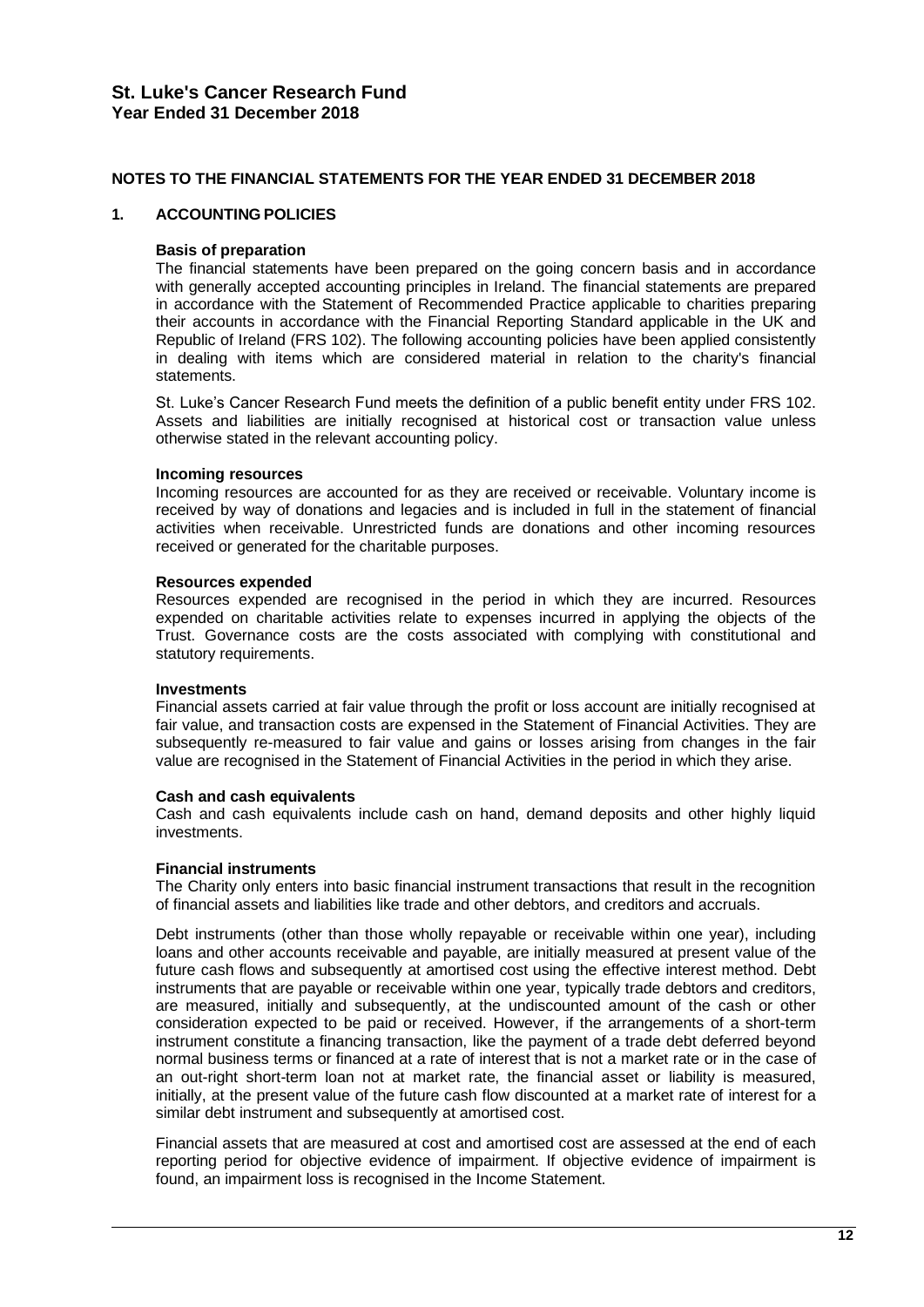# St. Luke's Cancer Research Fund

**Year Ended 31 December 2018**

## NOTES TO THE FINANCIAL STATEMENTS FOR THE YEAR ENDED 31 DECEMBER 2018

### 1. ACCOUNTING POLICIES

**Basis of preparation**

The financial statements have been prepared on the going concern basis and in accordance with generally accepted accounting principles in Ireland. The financial statements are prepared in accordance with the Statement of Recommended Practice applicable to charities preparing their accounts in accordance with the Financial Reporting Standard applicable in the UK and Republic of Ireland (FRS 102). The following accounting policies have been applied consistently in dealing with items which are considered material in relation to the charity's financial statements.

St. Luke's Cancer Research Fund meets the definition of a public benefit entity under FRS 102. Assets and liabilities are initially recognised at historical cost or transaction value unless otherwise stated in the relevant accounting policy.

**Incoming resources**

Incoming resources are accounted for as they are received or receivable. Voluntary income is received by way of donations and legacies and is included in full in the statement of financial activities when receivable. Unrestricted funds are donations and other incoming resources received or generated for the charitable purposes.

**Resources expended**

Resources expended are recognised in the period in which they are incurred. Resources expended on charitable activities relate to expenses incurred in applying the objects of the Trust. Governance costs are the costs associated with complying with constitutional and statutory requirements.

**Investments**

Financial assets carried at fair value through the profit or loss account are initially recognised at fair value, and transaction costs are expensed in the Statement of Financial Activities. They are subsequently re-measured to fair value and gains or losses arising from changes in the fair value are recognised in the Statement of Financial Activities in the period in which they arise.

**Cash and cash equivalents**

Cash and cash equivalents include cash on hand, demand deposits and other highly liquid investments.

**Financial instruments**

The Charity only enters into basic financial instrument transactions that result in the recognition of financial assets and liabilities like trade and other debtors, and creditors and accruals.

Debt instruments (other than those wholly repayable or receivable within one year), including loans and other accounts receivable and payable, are initially measured at present value of the future cash flows and subsequently at amortised cost using the effective interest method. Debt instruments that are payable or receivable within one year, typically trade debtors and creditors, are measured, initially and subsequently, at the undiscounted amount of the cash or other consideration expected to be paid or received. However, if the arrangements of a short-term instrument constitute a financing transaction, like the payment of a trade debt deferred beyond normal business terms or financed at a rate of interest that is not a market rate or in the case of an out-right short-term loan not at market rate, the financial asset or liability is measured, initially, at the present value of the future cash flow discounted at a market rate of interest for a similar debt instrument and subsequently at amortised cost.

Financial assets that are measured at cost and amortised cost are assessed at the end of each reporting period for objective evidence of impairment. If objective evidence of impairment is found, an impairment loss is recognised in the Income Statement.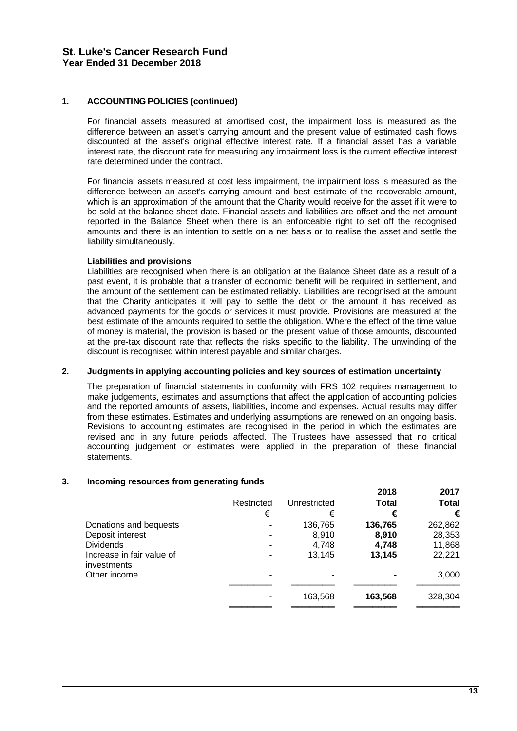## 1. ACCOUNTING POLICIES (continued)

For financial assets measured at amortised cost, the impairment loss is measured as the difference between an asset's carrying amount and the present value of estimated cash flows discounted at the asset's original effective interest rate. If a financial asset has a variable interest rate, the discount rate for measuring any impairment loss is the current effective interest rate determined under the contract.

For financial assets measured at cost less impairment, the impairment loss is measured as the difference between an asset's carrying amount and best estimate of the recoverable amount, which is an approximation of the amount that the Charity would receive for the asset if it were to be sold at the balance sheet date. Financial assets and liabilities are offset and the net amount reported in the Balance Sheet when there is an enforceable right to set off the recognised amounts and there is an intention to settle on a net basis or to realise the asset and settle the liability simultaneously.

**Liabilities and provisions**

Liabilities are recognised when there is an obligation at the Balance Sheet date as a result of a past event, it is probable that a transfer of economic benefit will be required in settlement, and the amount of the settlement can be estimated reliably. Liabilities are recognised at the amount that the Charity anticipates it will pay to settle the debt or the amount it has received as advanced payments for the goods or services it must provide. Provisions are measured at the best estimate of the amounts required to settle the obligation. Where the effect of the time value of money is material, the provision is based on the present value of those amounts, discounted at the pre-tax discount rate that reflects the risks specific to the liability. The unwinding of the discount is recognised within interest payable and similar charges.

## 2. Judgments in applying accounting policies and key sources of estimation uncertainty

The preparation of financial statements in conformity with FRS 102 requires management to make judgements, estimates and assumptions that affect the application of accounting policies and the reported amounts of assets, liabilities, income and expenses. Actual results may differ from these estimates. Estimates and underlying assumptions are renewed on an ongoing basis. Revisions to accounting estimates are recognised in the period in which the estimates are revised and in any future periods affected. The Trustees have assessed that no critical accounting judgement or estimates were applied in the preparation of these financial statements.

## 3. Incoming resources from generating funds

| | Restricted | Unrestricted | 2018 Total | 2017 Total |
|---|---|---|---|---|
| | € | € | € | € |
| Donations and bequests | - | 136,765 | **136,765** | 262,862 |
| Deposit interest | - | 8,910 | **8,910** | 28,353 |
| Dividends | - | 4,748 | **4,748** | 11,868 |
| Increase in fair value of investments | - | 13,145 | **13,145** | 22,221 |
| Other income | - | - | **-** | 3,000 |
| | - | 163,568 | **163,568** | 328,304 |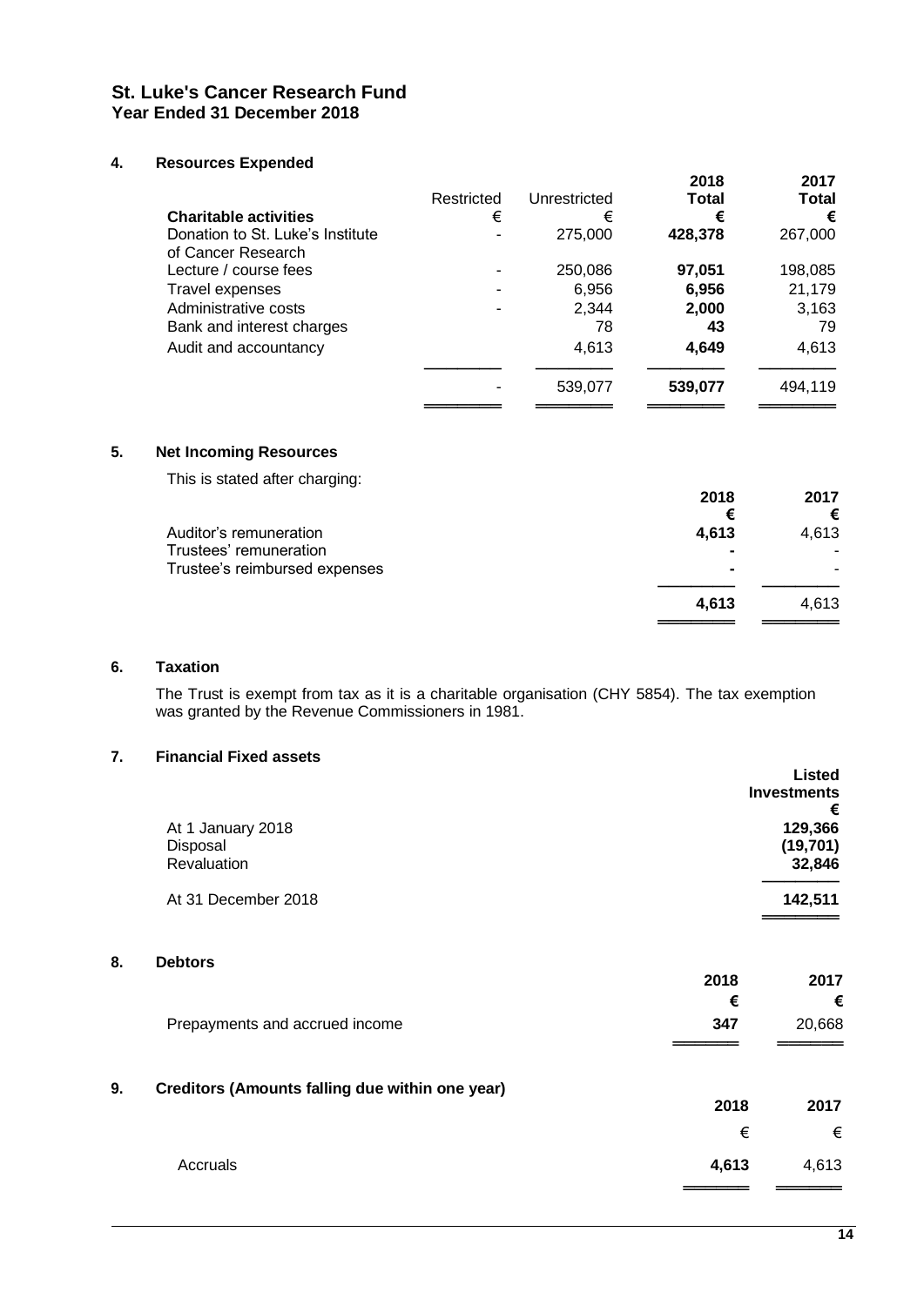**St. Luke's Cancer Research Fund**
**Year Ended 31 December 2018**

**4. Resources Expended**

| **Charitable activities** | Restricted € | Unrestricted € | **2018 Total €** | **2017 Total €** |
|---|---|---|---|---|
| Donation to St. Luke's Institute of Cancer Research | - | 275,000 | **428,378** | 267,000 |
| Lecture / course fees | - | 250,086 | **97,051** | 198,085 |
| Travel expenses | - | 6,956 | **6,956** | 21,179 |
| Administrative costs | - | 2,344 | **2,000** | 3,163 |
| Bank and interest charges | | 78 | **43** | 79 |
| Audit and accountancy | | 4,613 | **4,649** | 4,613 |
| | - | 539,077 | **539,077** | 494,119 |

**5. Net Incoming Resources**

This is stated after charging:

| | **2018 €** | **2017 €** |
|---|---|---|
| Auditor's remuneration | **4,613** | 4,613 |
| Trustees' remuneration | **-** | - |
| Trustee's reimbursed expenses | **-** | - |
| | **4,613** | 4,613 |

**6. Taxation**

The Trust is exempt from tax as it is a charitable organisation (CHY 5854). The tax exemption was granted by the Revenue Commissioners in 1981.

**7. Financial Fixed assets**

| | **Listed Investments €** |
|---|---|
| At 1 January 2018 | **129,366** |
| Disposal | **(19,701)** |
| Revaluation | **32,846** |
| At 31 December 2018 | **142,511** |

**8. Debtors**

| | **2018 €** | **2017 €** |
|---|---|---|
| Prepayments and accrued income | **347** | 20,668 |

**9. Creditors (Amounts falling due within one year)**

| | **2018 €** | **2017 €** |
|---|---|---|
| Accruals | **4,613** | 4,613 |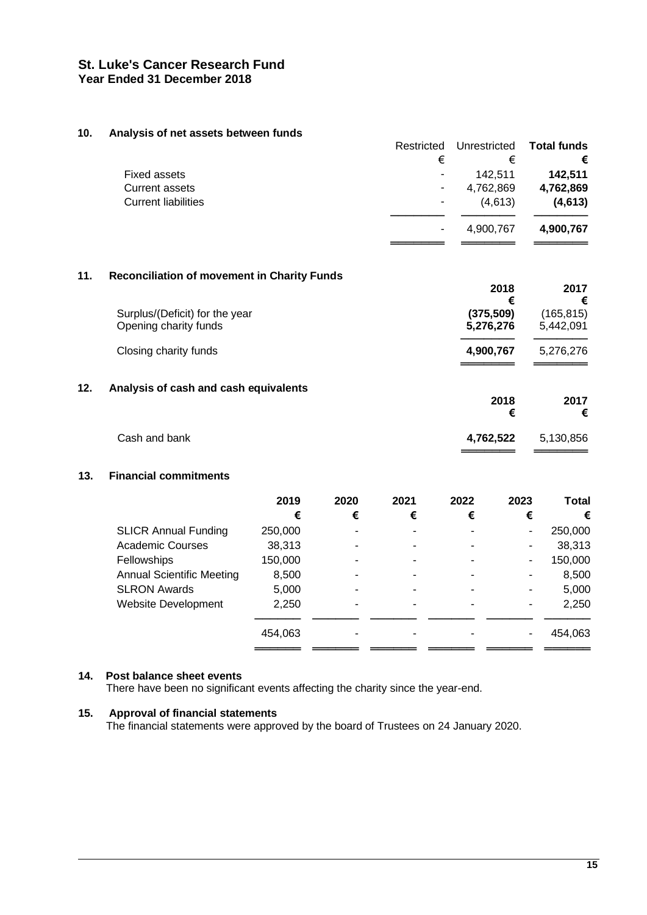**St. Luke's Cancer Research Fund**
**Year Ended 31 December 2018**

## 10. Analysis of net assets between funds

| | Restricted | Unrestricted | **Total funds** |
|---|---|---|---|
| | € | € | **€** |
| Fixed assets | - | 142,511 | **142,511** |
| Current assets | - | 4,762,869 | **4,762,869** |
| Current liabilities | - | (4,613) | **(4,613)** |
| | - | 4,900,767 | **4,900,767** |

## 11. Reconciliation of movement in Charity Funds

| | **2018** | **2017** |
|---|---|---|
| | **€** | **€** |
| Surplus/(Deficit) for the year | **(375,509)** | (165,815) |
| Opening charity funds | **5,276,276** | 5,442,091 |
| Closing charity funds | **4,900,767** | 5,276,276 |

## 12. Analysis of cash and cash equivalents

| | **2018** | **2017** |
|---|---|---|
| | **€** | **€** |
| Cash and bank | **4,762,522** | 5,130,856 |

## 13. Financial commitments

| | **2019** | **2020** | **2021** | **2022** | **2023** | **Total** |
|---|---|---|---|---|---|---|
| | **€** | **€** | **€** | **€** | **€** | **€** |
| SLICR Annual Funding | 250,000 | - | - | - | - | 250,000 |
| Academic Courses | 38,313 | - | - | - | - | 38,313 |
| Fellowships | 150,000 | - | - | - | - | 150,000 |
| Annual Scientific Meeting | 8,500 | - | - | - | - | 8,500 |
| SLRON Awards | 5,000 | - | - | - | - | 5,000 |
| Website Development | 2,250 | - | - | - | - | 2,250 |
| | 454,063 | - | - | - | - | 454,063 |

## 14. Post balance sheet events

There have been no significant events affecting the charity since the year-end.

## 15. Approval of financial statements

The financial statements were approved by the board of Trustees on 24 January 2020.